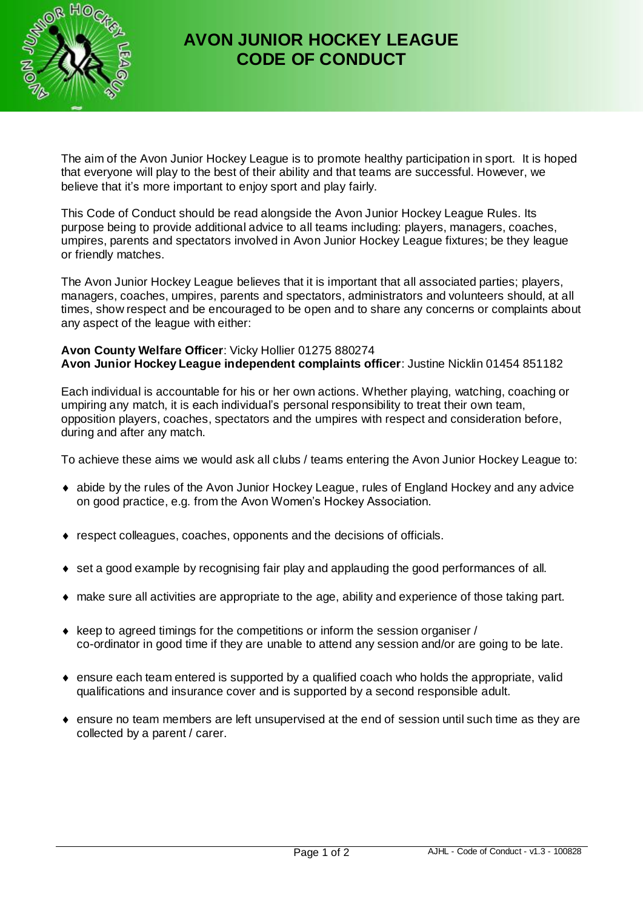# AVON JUNIOR HOCKEY LEAGUE
# CODE OF CONDUCT

The aim of the Avon Junior Hockey League is to promote healthy participation in sport. It is hoped that everyone will play to the best of their ability and that teams are successful. However, we believe that it's more important to enjoy sport and play fairly.

This Code of Conduct should be read alongside the Avon Junior Hockey League Rules. Its purpose being to provide additional advice to all teams including: players, managers, coaches, umpires, parents and spectators involved in Avon Junior Hockey League fixtures; be they league or friendly matches.

The Avon Junior Hockey League believes that it is important that all associated parties; players, managers, coaches, umpires, parents and spectators, administrators and volunteers should, at all times, show respect and be encouraged to be open and to share any concerns or complaints about any aspect of the league with either:

**Avon County Welfare Officer**: Vicky Hollier 01275 880274
**Avon Junior Hockey League independent complaints officer**: Justine Nicklin 01454 851182

Each individual is accountable for his or her own actions. Whether playing, watching, coaching or umpiring any match, it is each individual's personal responsibility to treat their own team, opposition players, coaches, spectators and the umpires with respect and consideration before, during and after any match.

To achieve these aims we would ask all clubs / teams entering the Avon Junior Hockey League to:

- abide by the rules of the Avon Junior Hockey League, rules of England Hockey and any advice on good practice, e.g. from the Avon Women's Hockey Association.
- respect colleagues, coaches, opponents and the decisions of officials.
- set a good example by recognising fair play and applauding the good performances of all.
- make sure all activities are appropriate to the age, ability and experience of those taking part.
- keep to agreed timings for the competitions or inform the session organiser / co-ordinator in good time if they are unable to attend any session and/or are going to be late.
- ensure each team entered is supported by a qualified coach who holds the appropriate, valid qualifications and insurance cover and is supported by a second responsible adult.
- ensure no team members are left unsupervised at the end of session until such time as they are collected by a parent / carer.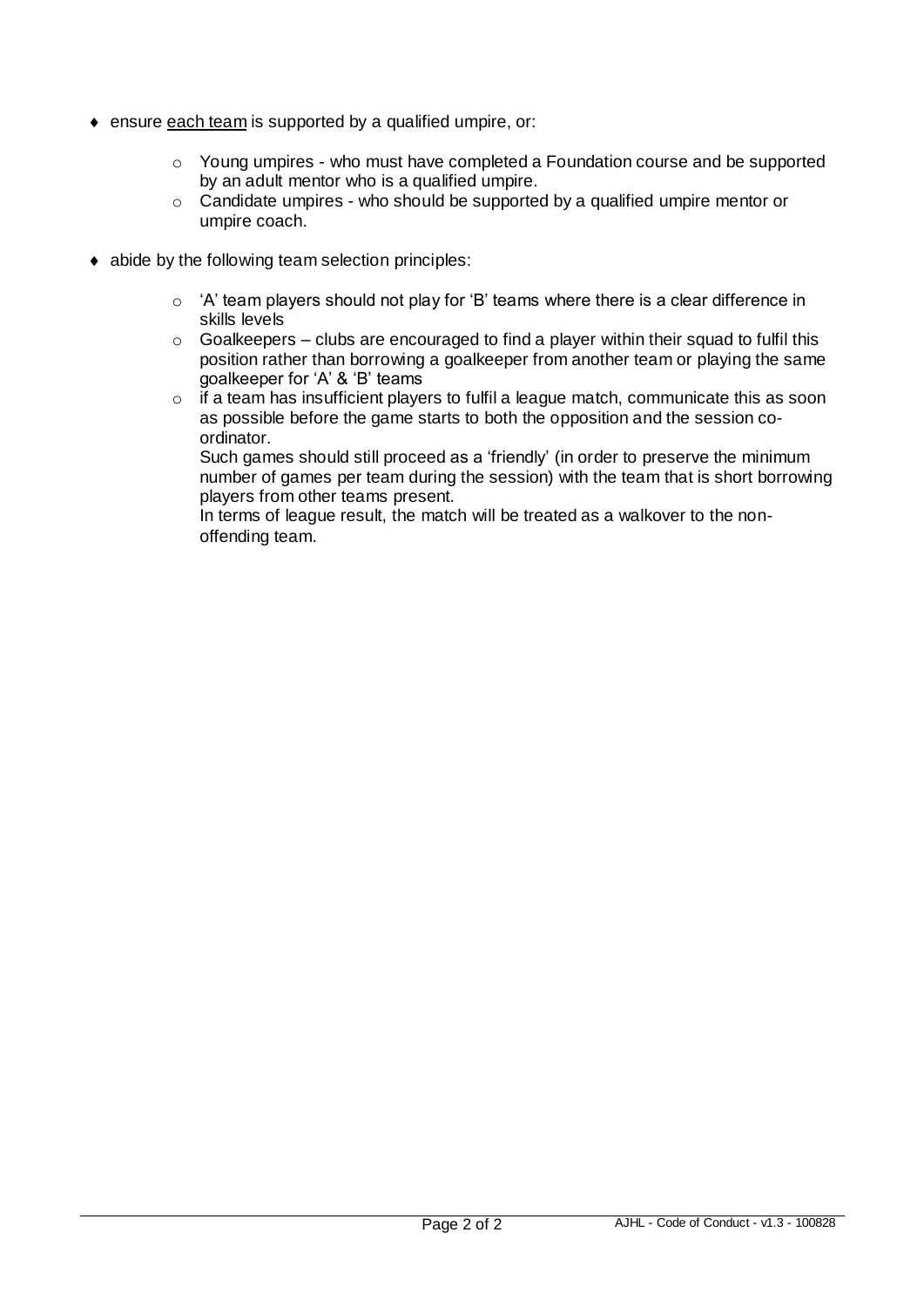- ensure <u>each team</u> is supported by a qualified umpire, or:
    - Young umpires - who must have completed a Foundation course and be supported by an adult mentor who is a qualified umpire.
    - Candidate umpires - who should be supported by a qualified umpire mentor or umpire coach.
- abide by the following team selection principles:
    - 'A' team players should not play for 'B' teams where there is a clear difference in skills levels
    - Goalkeepers – clubs are encouraged to find a player within their squad to fulfil this position rather than borrowing a goalkeeper from another team or playing the same goalkeeper for 'A' & 'B' teams
    - if a team has insufficient players to fulfil a league match, communicate this as soon as possible before the game starts to both the opposition and the session co-ordinator.

      Such games should still proceed as a 'friendly' (in order to preserve the minimum number of games per team during the session) with the team that is short borrowing players from other teams present.

      In terms of league result, the match will be treated as a walkover to the non-offending team.